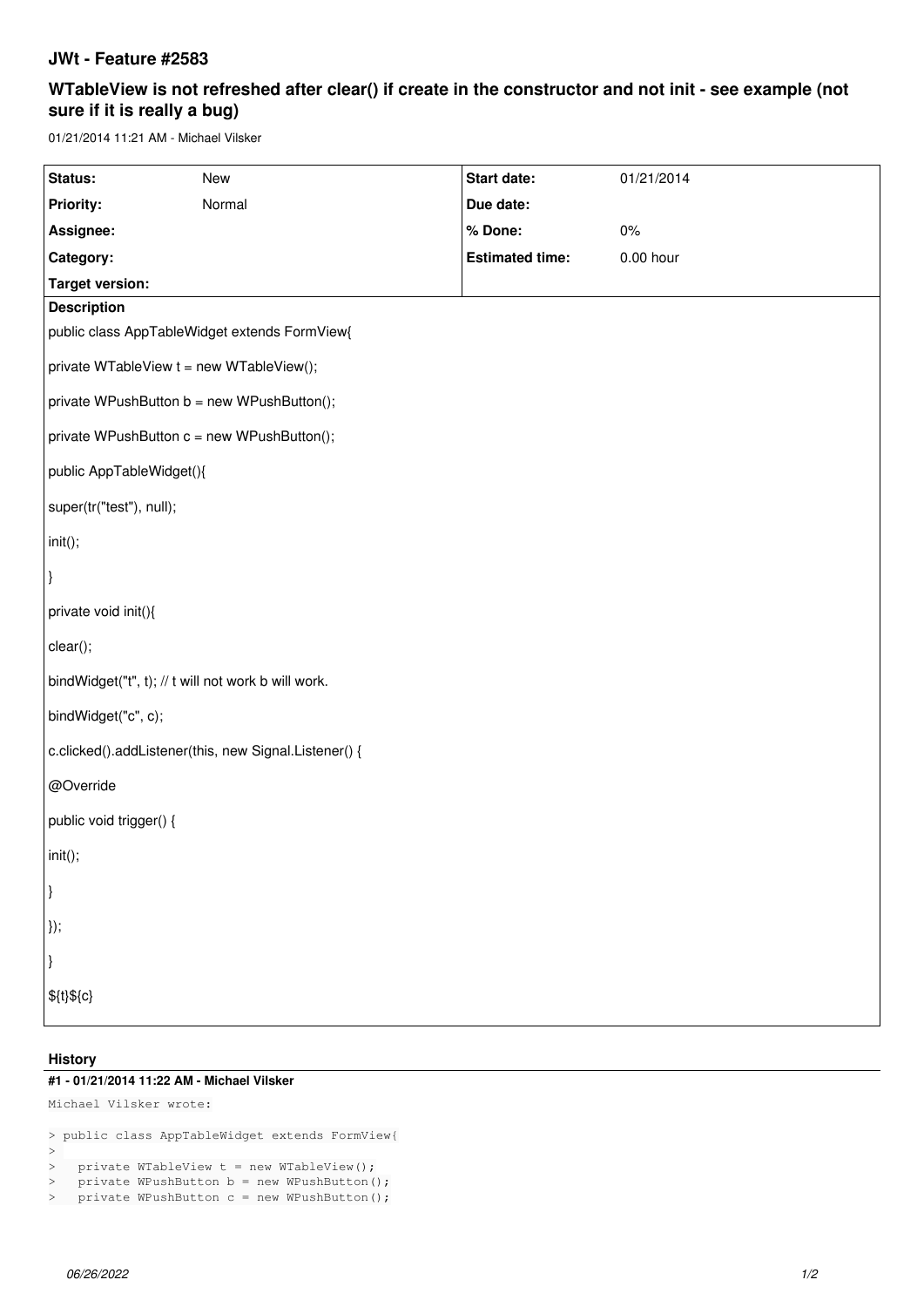# JWt - Feature #2583

## WTableView is not refreshed after clear() if create in the constructor and not init - see example (not sure if it is really a bug)

01/21/2014 11:21 AM - Michael Vilsker

| Status: | New | Start date: | 01/21/2014 |
| --- | --- | --- | --- |
| Priority: | Normal | Due date: | |
| Assignee: | | % Done: | 0% |
| Category: | | Estimated time: | 0.00 hour |
| Target version: | | | |

**Description**

public class AppTableWidget extends FormView{

private WTableView t = new WTableView();

private WPushButton b = new WPushButton();

private WPushButton c = new WPushButton();

public AppTableWidget(){

super(tr("test"), null);

init();

}

private void init(){

clear();

bindWidget("t", t); // t will not work b will work.

bindWidget("c", c);

c.clicked().addListener(this, new Signal.Listener() {

@Override

public void trigger() {

init();

}

});

}

${t}${c}

### History

**#1 - 01/21/2014 11:22 AM - Michael Vilsker**

Michael Vilsker wrote:

```
> public class AppTableWidget extends FormView{
>
>   private WTableView t = new WTableView();
>   private WPushButton b = new WPushButton();
>   private WPushButton c = new WPushButton();
```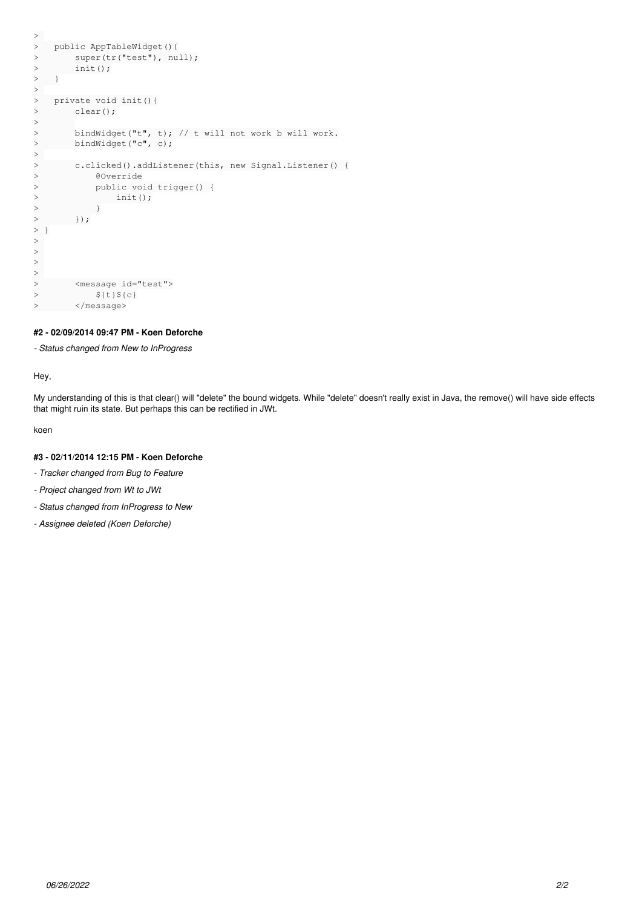```
>
>   public AppTableWidget(){
>       super(tr("test"), null);
>       init();
>   }
>
>   private void init(){
>       clear();
>
>       bindWidget("t", t); // t will not work b will work.
>       bindWidget("c", c);
>
>       c.clicked().addListener(this, new Signal.Listener() {
>           @Override
>           public void trigger() {
>               init();
>           }
>       });
> }
>
>
>
>
>       <message id="test">
>           ${t}${c}
>       </message>
```

#### #2 - 02/09/2014 09:47 PM - Koen Deforche

*- Status changed from New to InProgress*

Hey,

My understanding of this is that clear() will "delete" the bound widgets. While "delete" doesn't really exist in Java, the remove() will have side effects that might ruin its state. But perhaps this can be rectified in JWt.

koen

#### #3 - 02/11/2014 12:15 PM - Koen Deforche

*- Tracker changed from Bug to Feature*

*- Project changed from Wt to JWt*

*- Status changed from InProgress to New*

*- Assignee deleted (Koen Deforche)*